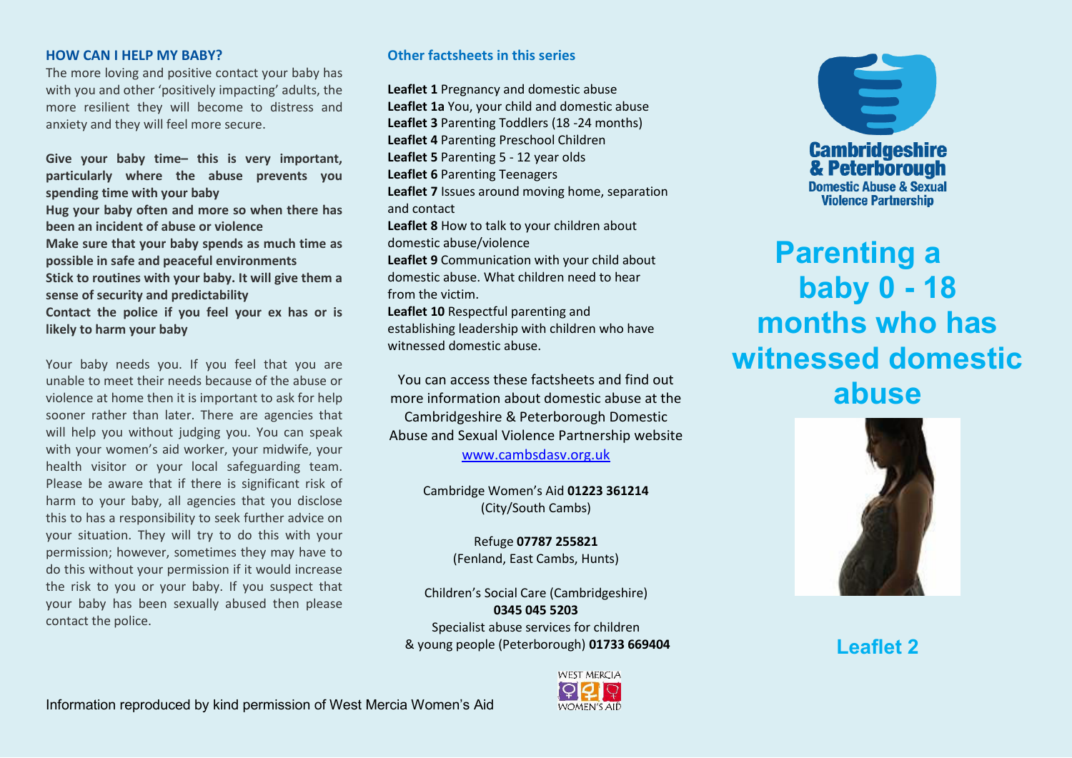## HOW CAN I HELP MY BABY?

The more loving and positive contact your baby has with you and other 'positively impacting' adults, the more resilient they will become to distress and anxiety and they will feel more secure.

**Give your baby time– this is very important, particularly where the abuse prevents you spending time with your baby**

**Hug your baby often and more so when there has been an incident of abuse or violence**

**Make sure that your baby spends as much time as possible in safe and peaceful environments**

**Stick to routines with your baby. It will give them a sense of security and predictability**

**Contact the police if you feel your ex has or is likely to harm your baby**

Your baby needs you. If you feel that you are unable to meet their needs because of the abuse or violence at home then it is important to ask for help sooner rather than later. There are agencies that will help you without judging you. You can speak with your women's aid worker, your midwife, your health visitor or your local safeguarding team. Please be aware that if there is significant risk of harm to your baby, all agencies that you disclose this to has a responsibility to seek further advice on your situation. They will try to do this with your permission; however, sometimes they may have to do this without your permission if it would increase the risk to you or your baby. If you suspect that your baby has been sexually abused then please contact the police.

Information reproduced by kind permission of West Mercia Women's Aid

## Other factsheets in this series

**Leaflet 1** Pregnancy and domestic abuse
**Leaflet 1a** You, your child and domestic abuse
**Leaflet 3** Parenting Toddlers (18 -24 months)
**Leaflet 4** Parenting Preschool Children
**Leaflet 5** Parenting 5 - 12 year olds
**Leaflet 6** Parenting Teenagers
**Leaflet 7** Issues around moving home, separation and contact
**Leaflet 8** How to talk to your children about domestic abuse/violence
**Leaflet 9** Communication with your child about domestic abuse. What children need to hear from the victim.
**Leaflet 10** Respectful parenting and establishing leadership with children who have witnessed domestic abuse.

You can access these factsheets and find out more information about domestic abuse at the Cambridgeshire & Peterborough Domestic Abuse and Sexual Violence Partnership website
www.cambsdasv.org.uk

Cambridge Women's Aid **01223 361214**
(City/South Cambs)

Refuge **07787 255821**
(Fenland, East Cambs, Hunts)

Children's Social Care (Cambridgeshire)
**0345 045 5203**
Specialist abuse services for children & young people (Peterborough) **01733 669404**

West Mercia Women's Aid

**Cambridgeshire & Peterborough**
**Domestic Abuse & Sexual Violence Partnership**

# Parenting a baby 0 - 18 months who has witnessed domestic abuse

## Leaflet 2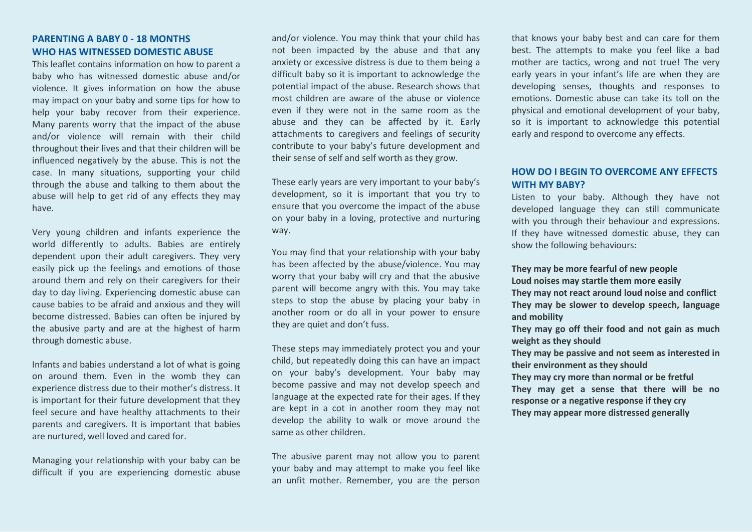## PARENTING A BABY 0 - 18 MONTHS WHO HAS WITNESSED DOMESTIC ABUSE

This leaflet contains information on how to parent a baby who has witnessed domestic abuse and/or violence. It gives information on how the abuse may impact on your baby and some tips for how to help your baby recover from their experience. Many parents worry that the impact of the abuse and/or violence will remain with their child throughout their lives and that their children will be influenced negatively by the abuse. This is not the case. In many situations, supporting your child through the abuse and talking to them about the abuse will help to get rid of any effects they may have.

Very young children and infants experience the world differently to adults. Babies are entirely dependent upon their adult caregivers. They very easily pick up the feelings and emotions of those around them and rely on their caregivers for their day to day living. Experiencing domestic abuse can cause babies to be afraid and anxious and they will become distressed. Babies can often be injured by the abusive party and are at the highest of harm through domestic abuse.

Infants and babies understand a lot of what is going on around them. Even in the womb they can experience distress due to their mother's distress. It is important for their future development that they feel secure and have healthy attachments to their parents and caregivers. It is important that babies are nurtured, well loved and cared for.

Managing your relationship with your baby can be difficult if you are experiencing domestic abuse and/or violence. You may think that your child has not been impacted by the abuse and that any anxiety or excessive distress is due to them being a difficult baby so it is important to acknowledge the potential impact of the abuse. Research shows that most children are aware of the abuse or violence even if they were not in the same room as the abuse and they can be affected by it. Early attachments to caregivers and feelings of security contribute to your baby's future development and their sense of self and self worth as they grow.

These early years are very important to your baby's development, so it is important that you try to ensure that you overcome the impact of the abuse on your baby in a loving, protective and nurturing way.

You may find that your relationship with your baby has been affected by the abuse/violence. You may worry that your baby will cry and that the abusive parent will become angry with this. You may take steps to stop the abuse by placing your baby in another room or do all in your power to ensure they are quiet and don't fuss.

These steps may immediately protect you and your child, but repeatedly doing this can have an impact on your baby's development. Your baby may become passive and may not develop speech and language at the expected rate for their ages. If they are kept in a cot in another room they may not develop the ability to walk or move around the same as other children.

The abusive parent may not allow you to parent your baby and may attempt to make you feel like an unfit mother. Remember, you are the person that knows your baby best and can care for them best. The attempts to make you feel like a bad mother are tactics, wrong and not true! The very early years in your infant's life are when they are developing senses, thoughts and responses to emotions. Domestic abuse can take its toll on the physical and emotional development of your baby, so it is important to acknowledge this potential early and respond to overcome any effects.

## HOW DO I BEGIN TO OVERCOME ANY EFFECTS WITH MY BABY?

Listen to your baby. Although they have not developed language they can still communicate with you through their behaviour and expressions. If they have witnessed domestic abuse, they can show the following behaviours:

**They may be more fearful of new people**
**Loud noises may startle them more easily**
**They may not react around loud noise and conflict**
**They may be slower to develop speech, language and mobility**
**They may go off their food and not gain as much weight as they should**
**They may be passive and not seem as interested in their environment as they should**
**They may cry more than normal or be fretful**
**They may get a sense that there will be no response or a negative response if they cry**
**They may appear more distressed generally**